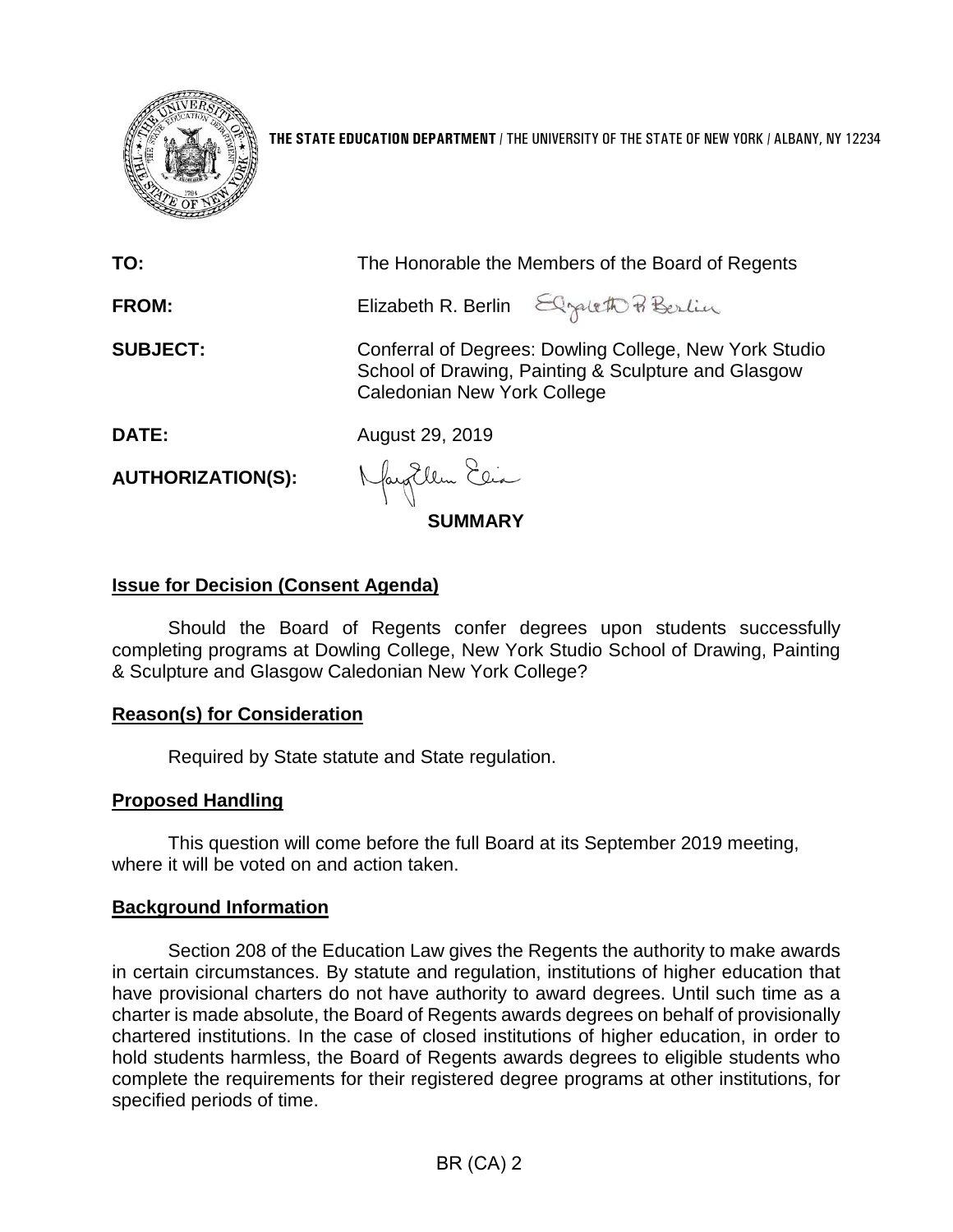**THE STATE EDUCATION DEPARTMENT** / THE UNIVERSITY OF THE STATE OF NEW YORK / ALBANY, NY 12234

**TO:** The Honorable the Members of the Board of Regents

**FROM:** Elizabeth R. Berlin

**SUBJECT:** Conferral of Degrees: Dowling College, New York Studio School of Drawing, Painting & Sculpture and Glasgow Caledonian New York College

**DATE:** August 29, 2019

**AUTHORIZATION(S):**

**SUMMARY**

**Issue for Decision (Consent Agenda)**

Should the Board of Regents confer degrees upon students successfully completing programs at Dowling College, New York Studio School of Drawing, Painting & Sculpture and Glasgow Caledonian New York College?

**Reason(s) for Consideration**

Required by State statute and State regulation.

**Proposed Handling**

This question will come before the full Board at its September 2019 meeting, where it will be voted on and action taken.

**Background Information**

Section 208 of the Education Law gives the Regents the authority to make awards in certain circumstances. By statute and regulation, institutions of higher education that have provisional charters do not have authority to award degrees. Until such time as a charter is made absolute, the Board of Regents awards degrees on behalf of provisionally chartered institutions. In the case of closed institutions of higher education, in order to hold students harmless, the Board of Regents awards degrees to eligible students who complete the requirements for their registered degree programs at other institutions, for specified periods of time.

BR (CA) 2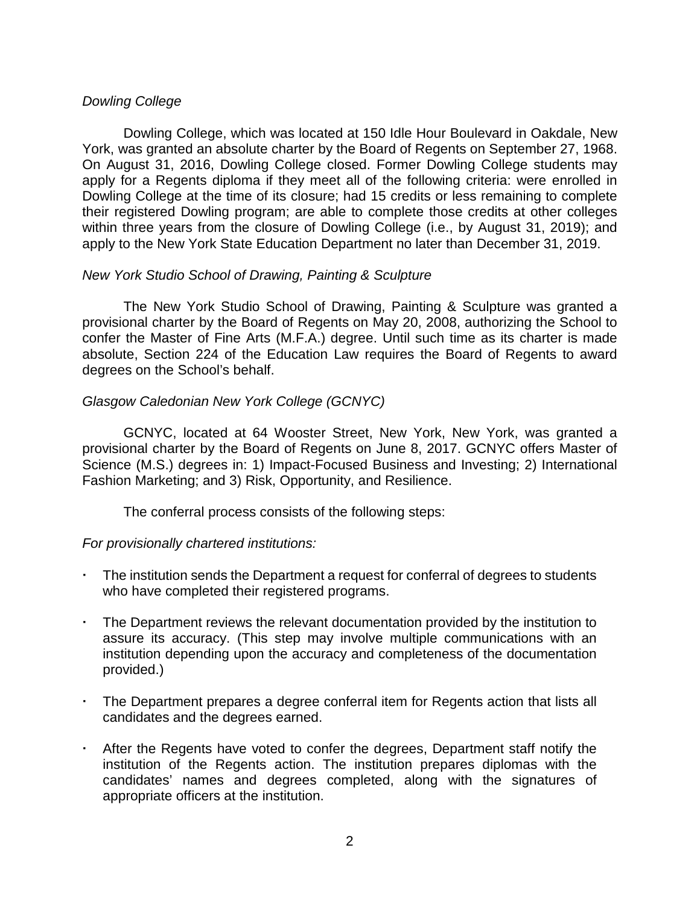*Dowling College*

Dowling College, which was located at 150 Idle Hour Boulevard in Oakdale, New York, was granted an absolute charter by the Board of Regents on September 27, 1968. On August 31, 2016, Dowling College closed. Former Dowling College students may apply for a Regents diploma if they meet all of the following criteria: were enrolled in Dowling College at the time of its closure; had 15 credits or less remaining to complete their registered Dowling program; are able to complete those credits at other colleges within three years from the closure of Dowling College (i.e., by August 31, 2019); and apply to the New York State Education Department no later than December 31, 2019.

*New York Studio School of Drawing, Painting & Sculpture*

The New York Studio School of Drawing, Painting & Sculpture was granted a provisional charter by the Board of Regents on May 20, 2008, authorizing the School to confer the Master of Fine Arts (M.F.A.) degree. Until such time as its charter is made absolute, Section 224 of the Education Law requires the Board of Regents to award degrees on the School's behalf.

*Glasgow Caledonian New York College (GCNYC)*

GCNYC, located at 64 Wooster Street, New York, New York, was granted a provisional charter by the Board of Regents on June 8, 2017. GCNYC offers Master of Science (M.S.) degrees in: 1) Impact-Focused Business and Investing; 2) International Fashion Marketing; and 3) Risk, Opportunity, and Resilience.

The conferral process consists of the following steps:

*For provisionally chartered institutions:*

- The institution sends the Department a request for conferral of degrees to students who have completed their registered programs.
- The Department reviews the relevant documentation provided by the institution to assure its accuracy. (This step may involve multiple communications with an institution depending upon the accuracy and completeness of the documentation provided.)
- The Department prepares a degree conferral item for Regents action that lists all candidates and the degrees earned.
- After the Regents have voted to confer the degrees, Department staff notify the institution of the Regents action. The institution prepares diplomas with the candidates' names and degrees completed, along with the signatures of appropriate officers at the institution.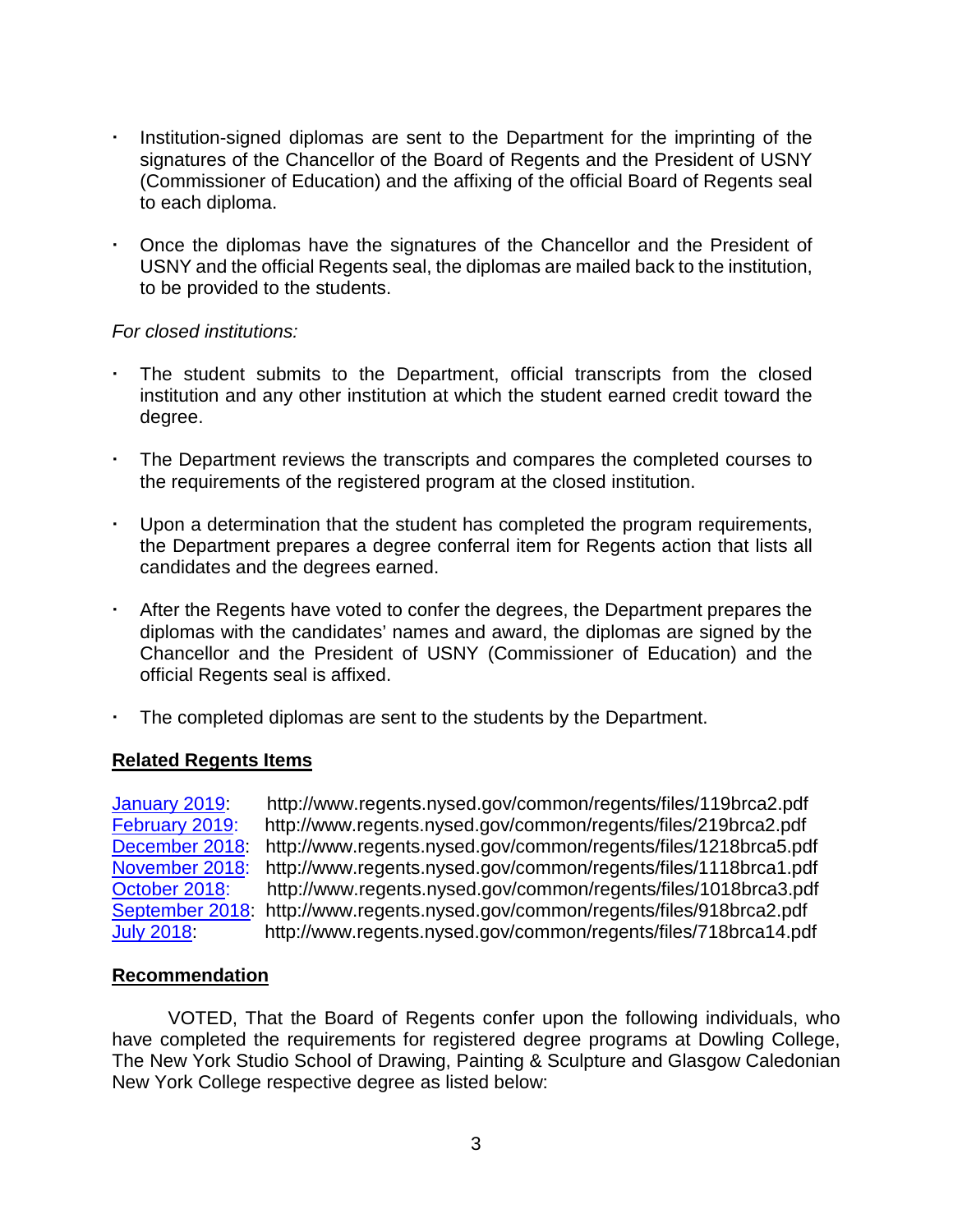- Institution-signed diplomas are sent to the Department for the imprinting of the signatures of the Chancellor of the Board of Regents and the President of USNY (Commissioner of Education) and the affixing of the official Board of Regents seal to each diploma.

- Once the diplomas have the signatures of the Chancellor and the President of USNY and the official Regents seal, the diplomas are mailed back to the institution, to be provided to the students.

*For closed institutions:*

- The student submits to the Department, official transcripts from the closed institution and any other institution at which the student earned credit toward the degree.

- The Department reviews the transcripts and compares the completed courses to the requirements of the registered program at the closed institution.

- Upon a determination that the student has completed the program requirements, the Department prepares a degree conferral item for Regents action that lists all candidates and the degrees earned.

- After the Regents have voted to confer the degrees, the Department prepares the diplomas with the candidates' names and award, the diplomas are signed by the Chancellor and the President of USNY (Commissioner of Education) and the official Regents seal is affixed.

- The completed diplomas are sent to the students by the Department.

**Related Regents Items**

January 2019: http://www.regents.nysed.gov/common/regents/files/119brca2.pdf
February 2019: http://www.regents.nysed.gov/common/regents/files/219brca2.pdf
December 2018: http://www.regents.nysed.gov/common/regents/files/1218brca5.pdf
November 2018: http://www.regents.nysed.gov/common/regents/files/1118brca1.pdf
October 2018: http://www.regents.nysed.gov/common/regents/files/1018brca3.pdf
September 2018: http://www.regents.nysed.gov/common/regents/files/918brca2.pdf
July 2018: http://www.regents.nysed.gov/common/regents/files/718brca14.pdf

**Recommendation**

VOTED, That the Board of Regents confer upon the following individuals, who have completed the requirements for registered degree programs at Dowling College, The New York Studio School of Drawing, Painting & Sculpture and Glasgow Caledonian New York College respective degree as listed below: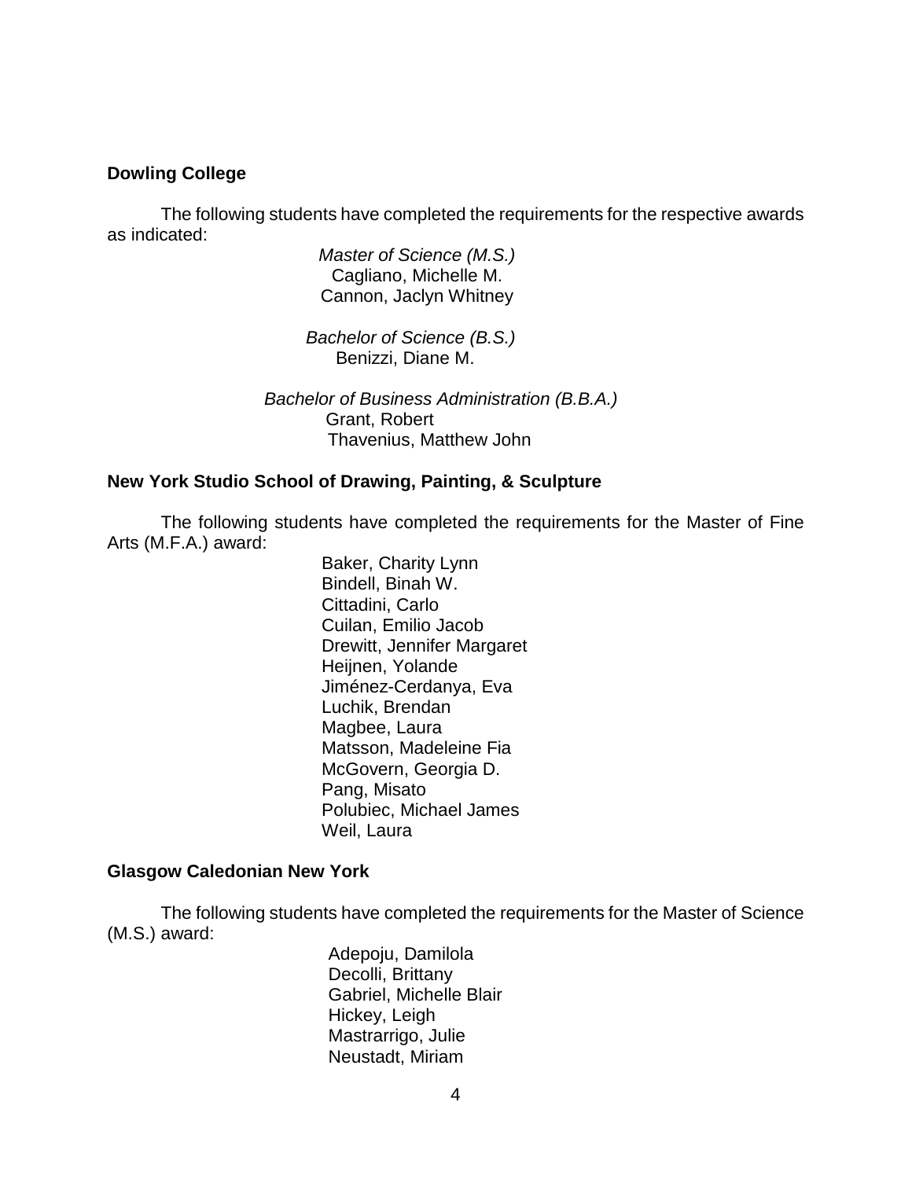**Dowling College**

The following students have completed the requirements for the respective awards as indicated:

*Master of Science (M.S.)*
Cagliano, Michelle M.
Cannon, Jaclyn Whitney

*Bachelor of Science (B.S.)*
Benizzi, Diane M.

*Bachelor of Business Administration (B.B.A.)*
Grant, Robert
Thavenius, Matthew John

**New York Studio School of Drawing, Painting, & Sculpture**

The following students have completed the requirements for the Master of Fine Arts (M.F.A.) award:

Baker, Charity Lynn
Bindell, Binah W.
Cittadini, Carlo
Cuilan, Emilio Jacob
Drewitt, Jennifer Margaret
Heijnen, Yolande
Jiménez-Cerdanya, Eva
Luchik, Brendan
Magbee, Laura
Matsson, Madeleine Fia
McGovern, Georgia D.
Pang, Misato
Polubiec, Michael James
Weil, Laura

**Glasgow Caledonian New York**

The following students have completed the requirements for the Master of Science (M.S.) award:

Adepoju, Damilola
Decolli, Brittany
Gabriel, Michelle Blair
Hickey, Leigh
Mastrarrigo, Julie
Neustadt, Miriam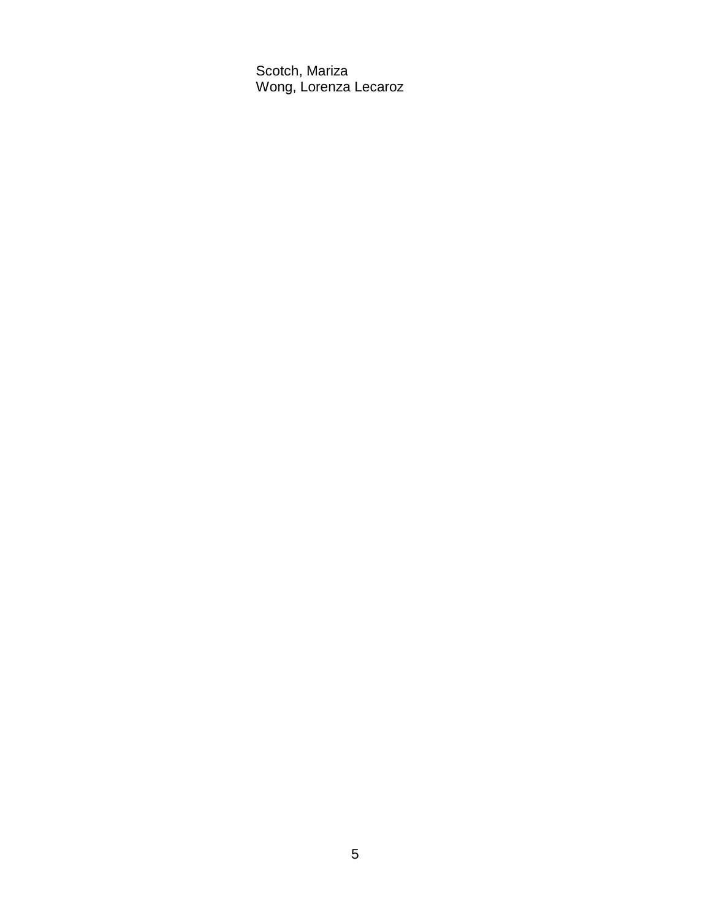Scotch, Mariza
Wong, Lorenza Lecaroz